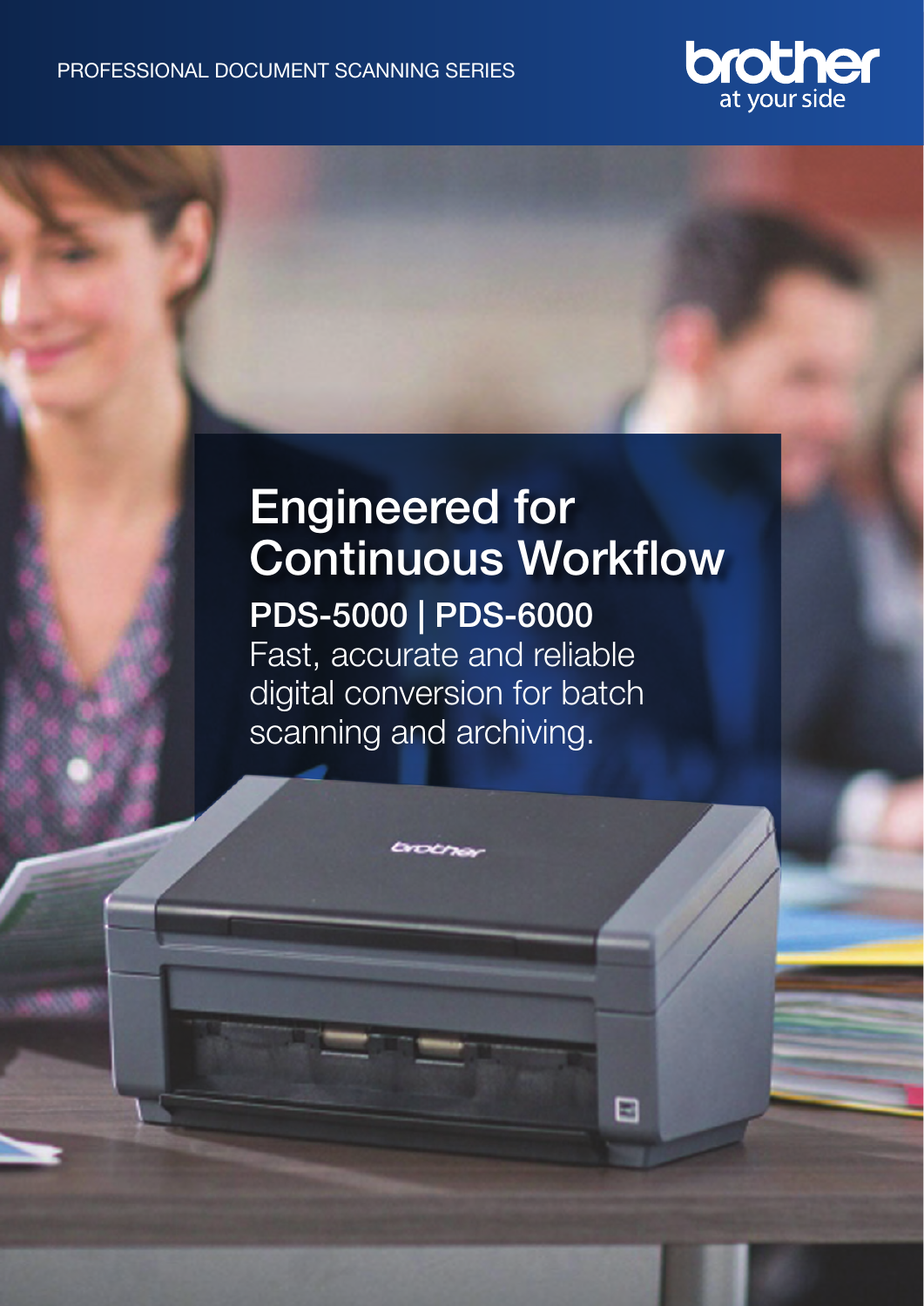PROFESSIONAL DOCUMENT SCANNING SERIES

brother
at your side

# Engineered for Continuous Workflow

## PDS-5000 | PDS-6000

Fast, accurate and reliable digital conversion for batch scanning and archiving.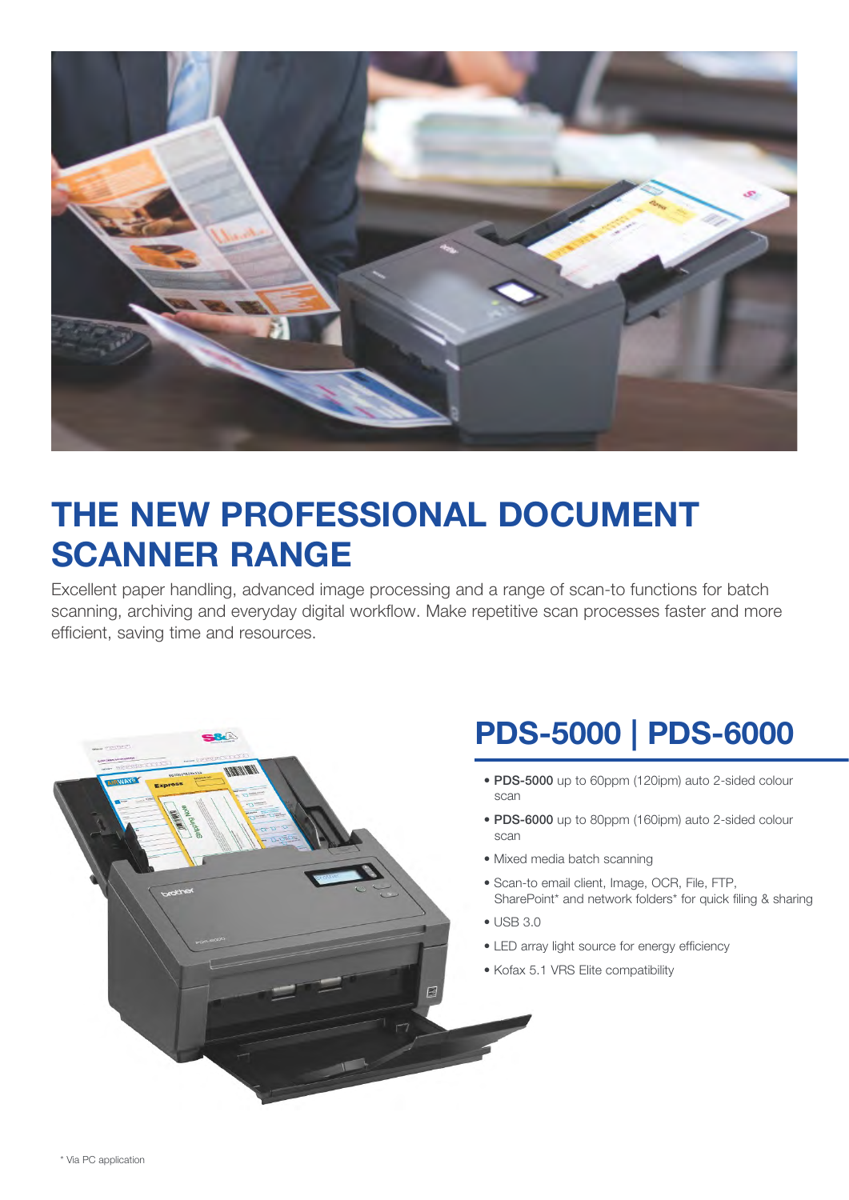# THE NEW PROFESSIONAL DOCUMENT SCANNER RANGE

Excellent paper handling, advanced image processing and a range of scan-to functions for batch scanning, archiving and everyday digital workflow. Make repetitive scan processes faster and more efficient, saving time and resources.

## PDS-5000 | PDS-6000

- **PDS-5000** up to 60ppm (120ipm) auto 2-sided colour scan
- **PDS-6000** up to 80ppm (160ipm) auto 2-sided colour scan
- Mixed media batch scanning
- Scan-to email client, Image, OCR, File, FTP, SharePoint* and network folders* for quick filing & sharing
- USB 3.0
- LED array light source for energy efficiency
- Kofax 5.1 VRS Elite compatibility

\* Via PC application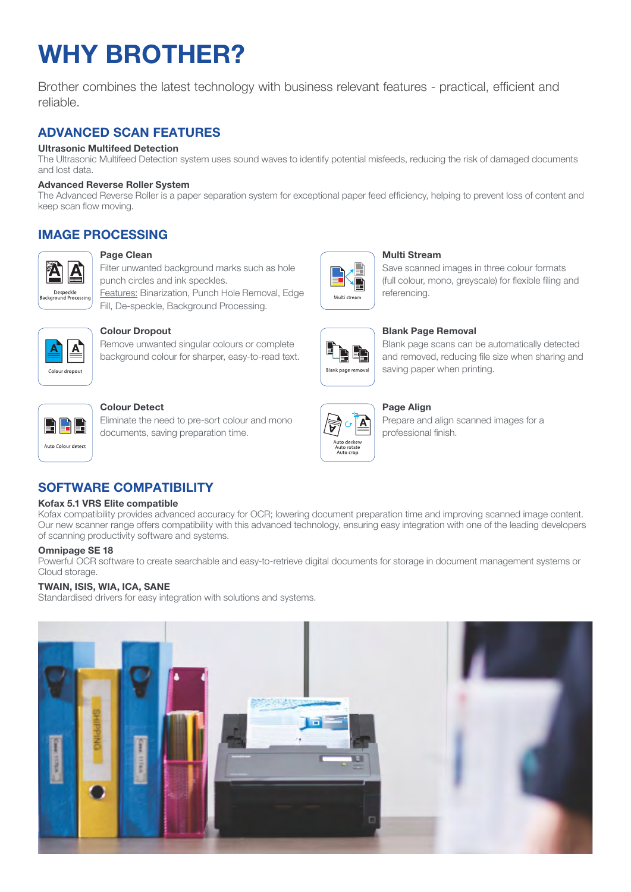# WHY BROTHER?

Brother combines the latest technology with business relevant features - practical, efficient and reliable.

## ADVANCED SCAN FEATURES

**Ultrasonic Multifeed Detection**
The Ultrasonic Multifeed Detection system uses sound waves to identify potential misfeeds, reducing the risk of damaged documents and lost data.

**Advanced Reverse Roller System**
The Advanced Reverse Roller is a paper separation system for exceptional paper feed efficiency, helping to prevent loss of content and keep scan flow moving.

## IMAGE PROCESSING

**Page Clean**
Filter unwanted background marks such as hole punch circles and ink speckles.
Features: Binarization, Punch Hole Removal, Edge Fill, De-speckle, Background Processing.

**Colour Dropout**
Remove unwanted singular colours or complete background colour for sharper, easy-to-read text.

**Colour Detect**
Eliminate the need to pre-sort colour and mono documents, saving preparation time.

**Multi Stream**
Save scanned images in three colour formats (full colour, mono, greyscale) for flexible filing and referencing.

**Blank Page Removal**
Blank page scans can be automatically detected and removed, reducing file size when sharing and saving paper when printing.

**Page Align**
Prepare and align scanned images for a professional finish.

## SOFTWARE COMPATIBILITY

**Kofax 5.1 VRS Elite compatible**
Kofax compatibility provides advanced accuracy for OCR; lowering document preparation time and improving scanned image content. Our new scanner range offers compatibility with this advanced technology, ensuring easy integration with one of the leading developers of scanning productivity software and systems.

**Omnipage SE 18**
Powerful OCR software to create searchable and easy-to-retrieve digital documents for storage in document management systems or Cloud storage.

**TWAIN, ISIS, WIA, ICA, SANE**
Standardised drivers for easy integration with solutions and systems.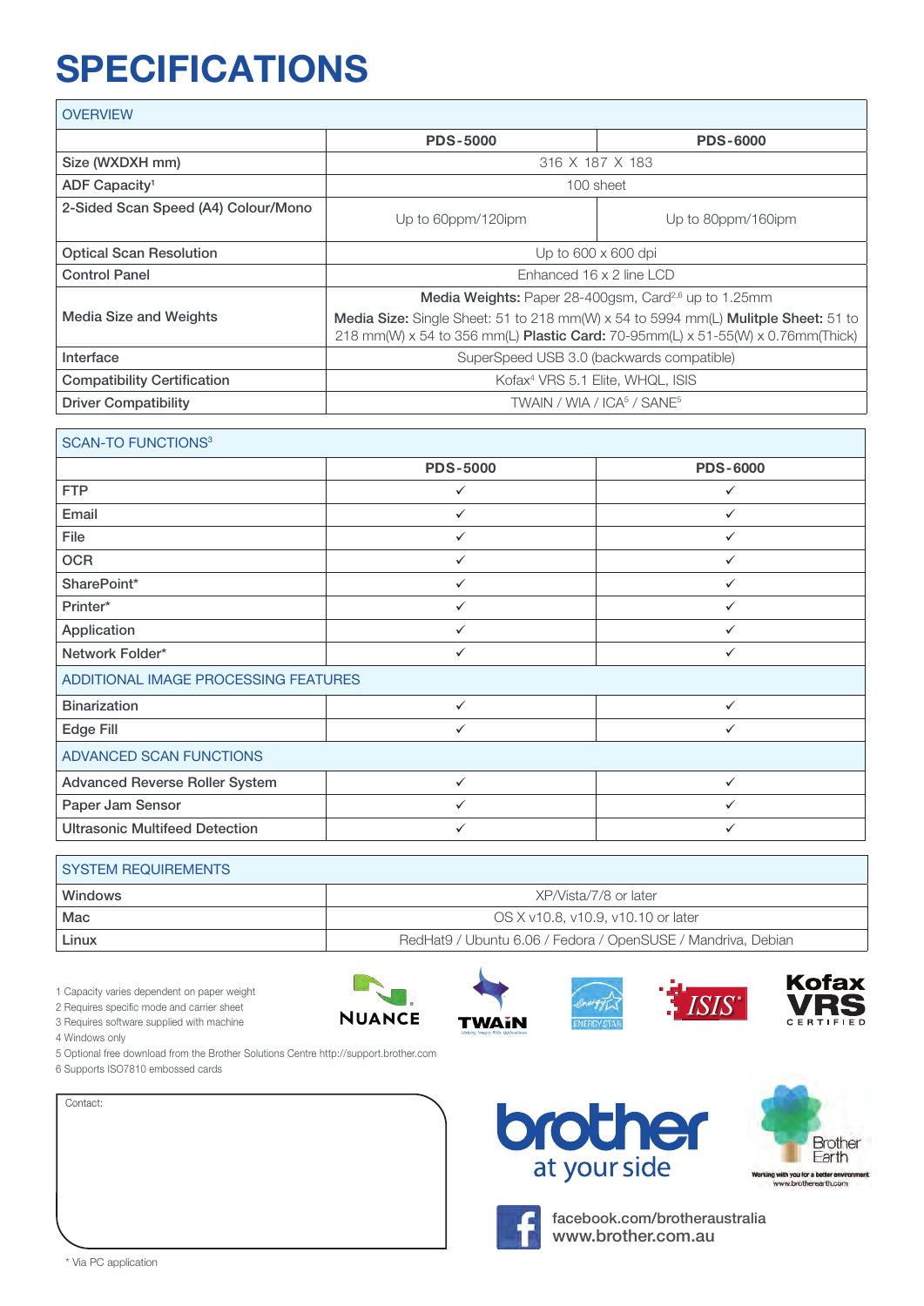# SPECIFICATIONS

| OVERVIEW | | |
|---|---|---|
| | **PDS-5000** | **PDS-6000** |
| Size (WXDXH mm) | 316 X 187 X 183 | |
| ADF Capacity[1] | 100 sheet | |
| 2-Sided Scan Speed (A4) Colour/Mono | Up to 60ppm/120ipm | Up to 80ppm/160ipm |
| Optical Scan Resolution | Up to 600 x 600 dpi | |
| Control Panel | Enhanced 16 x 2 line LCD | |
| Media Size and Weights | **Media Weights:** Paper 28-400gsm, Card[2,6] up to 1.25mm<br>**Media Size:** Single Sheet: 51 to 218 mm(W) x 54 to 5994 mm(L) **Mulitple Sheet:** 51 to 218 mm(W) x 54 to 356 mm(L) **Plastic Card:** 70-95mm(L) x 51-55(W) x 0.76mm(Thick) | |
| Interface | SuperSpeed USB 3.0 (backwards compatible) | |
| Compatibility Certification | Kofax[4] VRS 5.1 Elite, WHQL, ISIS | |
| Driver Compatibility | TWAIN / WIA / ICA[5] / SANE[5] | |

| SCAN-TO FUNCTIONS[3] | | |
|---|---|---|
| | **PDS-5000** | **PDS-6000** |
| FTP | ✓ | ✓ |
| Email | ✓ | ✓ |
| File | ✓ | ✓ |
| OCR | ✓ | ✓ |
| SharePoint* | ✓ | ✓ |
| Printer* | ✓ | ✓ |
| Application | ✓ | ✓ |
| Network Folder* | ✓ | ✓ |
| ADDITIONAL IMAGE PROCESSING FEATURES | | |
| Binarization | ✓ | ✓ |
| Edge Fill | ✓ | ✓ |
| ADVANCED SCAN FUNCTIONS | | |
| Advanced Reverse Roller System | ✓ | ✓ |
| Paper Jam Sensor | ✓ | ✓ |
| Ultrasonic Multifeed Detection | ✓ | ✓ |

| SYSTEM REQUIREMENTS | |
|---|---|
| Windows | XP/Vista/7/8 or later |
| Mac | OS X v10.8, v10.9, v10.10 or later |
| Linux | RedHat9 / Ubuntu 6.06 / Fedora / OpenSUSE / Mandriva, Debian |

1 Capacity varies dependent on paper weight
2 Requires specific mode and carrier sheet
3 Requires software supplied with machine
4 Windows only
5 Optional free download from the Brother Solutions Centre http://support.brother.com
6 Supports ISO7810 embossed cards

Contact:

brother at your side

Brother Earth
Working with you for a better environment
www.brotherearth.com

facebook.com/brotheraustralia
www.brother.com.au

\* Via PC application